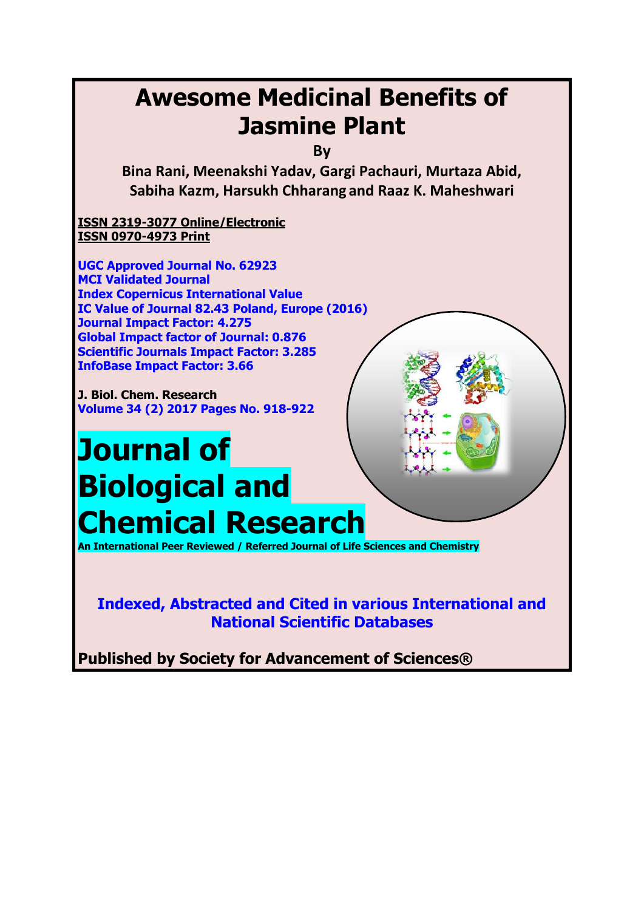# Awesome Medicinal Benefits of Jasmine Plant

**By**

**Bina Rani, Meenakshi Yadav, Gargi Pachauri, Murtaza Abid, Sabiha Kazm, Harsukh Chharang and Raaz K. Maheshwari**

**ISSN 2319-3077 Online/Electronic**
**ISSN 0970-4973 Print**

**UGC Approved Journal No. 62923**
**MCI Validated Journal**
**Index Copernicus International Value**
**IC Value of Journal 82.43 Poland, Europe (2016)**
**Journal Impact Factor: 4.275**
**Global Impact factor of Journal: 0.876**
**Scientific Journals Impact Factor: 3.285**
**InfoBase Impact Factor: 3.66**

**J. Biol. Chem. Research**
**Volume 34 (2) 2017 Pages No. 918-922**

# Journal of Biological and Chemical Research

**An International Peer Reviewed / Referred Journal of Life Sciences and Chemistry**

**Indexed, Abstracted and Cited in various International and National Scientific Databases**

**Published by Society for Advancement of Sciences®**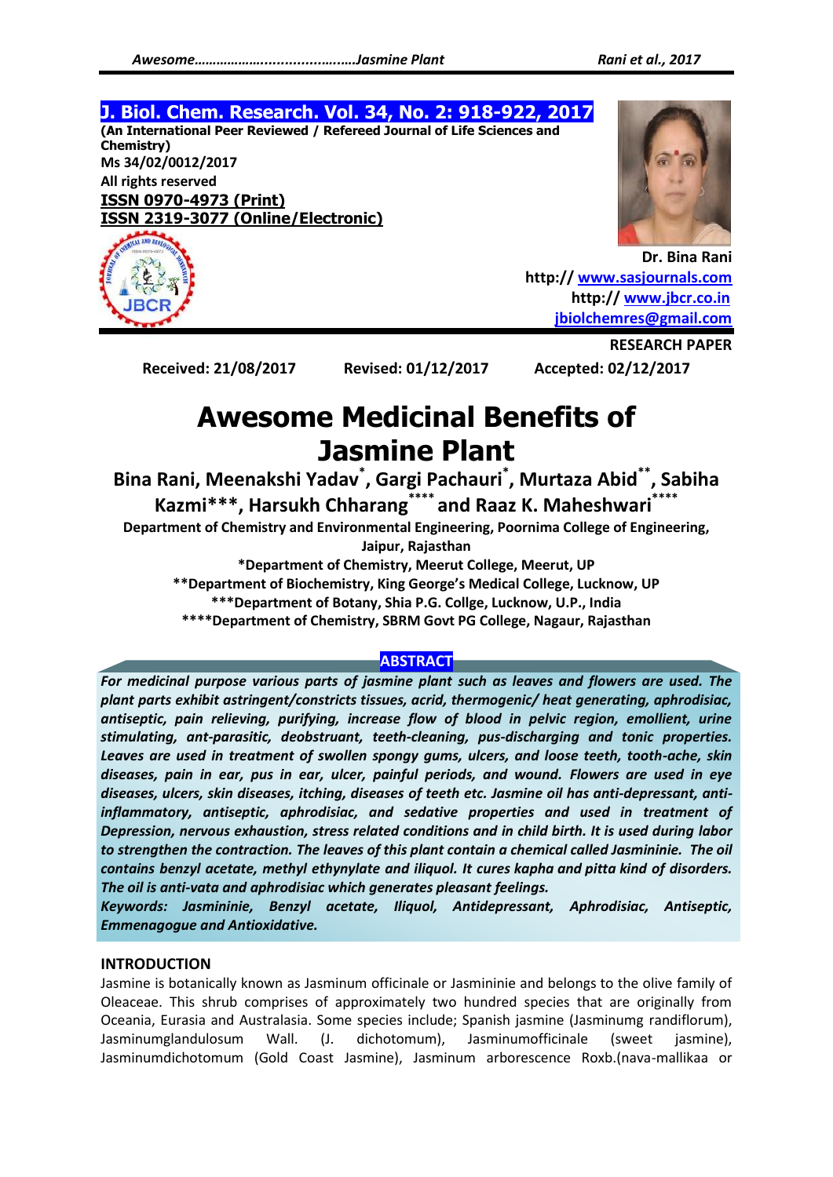J. Biol. Chem. Research. Vol. 34, No. 2: 918-922, 2017

(An International Peer Reviewed / Refereed Journal of Life Sciences and Chemistry)

Ms 34/02/0012/2017

All rights reserved

ISSN 0970-4973 (Print)

ISSN 2319-3077 (Online/Electronic)

Dr. Bina Rani

http:// www.sasjournals.com

http:// www.jbcr.co.in

jbiolchemres@gmail.com

**RESEARCH PAPER**

Received: 21/08/2017 Revised: 01/12/2017 Accepted: 02/12/2017

# Awesome Medicinal Benefits of Jasmine Plant

**Bina Rani, Meenakshi Yadav[*], Gargi Pachauri[*], Murtaza Abid[**], Sabiha Kazmi[***], Harsukh Chharang[****] and Raaz K. Maheshwari[****]**

Department of Chemistry and Environmental Engineering, Poornima College of Engineering, Jaipur, Rajasthan

*Department of Chemistry, Meerut College, Meerut, UP

**Department of Biochemistry, King George's Medical College, Lucknow, UP

***Department of Botany, Shia P.G. Collge, Lucknow, U.P., India

****Department of Chemistry, SBRM Govt PG College, Nagaur, Rajasthan

## ABSTRACT

*For medicinal purpose various parts of jasmine plant such as leaves and flowers are used. The plant parts exhibit astringent/constricts tissues, acrid, thermogenic/ heat generating, aphrodisiac, antiseptic, pain relieving, purifying, increase flow of blood in pelvic region, emollient, urine stimulating, ant-parasitic, deobstruant, teeth-cleaning, pus-discharging and tonic properties. Leaves are used in treatment of swollen spongy gums, ulcers, and loose teeth, tooth-ache, skin diseases, pain in ear, pus in ear, ulcer, painful periods, and wound. Flowers are used in eye diseases, ulcers, skin diseases, itching, diseases of teeth etc. Jasmine oil has anti-depressant, anti-inflammatory, antiseptic, aphrodisiac, and sedative properties and used in treatment of Depression, nervous exhaustion, stress related conditions and in child birth. It is used during labor to strengthen the contraction. The leaves of this plant contain a chemical called Jasmininie. The oil contains benzyl acetate, methyl ethynylate and iliquol. It cures kapha and pitta kind of disorders. The oil is anti-vata and aphrodisiac which generates pleasant feelings.*

***Keywords:** Jasmininie, Benzyl acetate, Iliquol, Antidepressant, Aphrodisiac, Antiseptic, Emmenagogue and Antioxidative.*

## INTRODUCTION

Jasmine is botanically known as Jasminum officinale or Jasmininie and belongs to the olive family of Oleaceae. This shrub comprises of approximately two hundred species that are originally from Oceania, Eurasia and Australasia. Some species include; Spanish jasmine (Jasminumg randiflorum), Jasminumglandulosum Wall. (J. dichotomum), Jasminumofficinale (sweet jasmine), Jasminumdichotomum (Gold Coast Jasmine), Jasminum arborescence Roxb.(nava-mallikaa or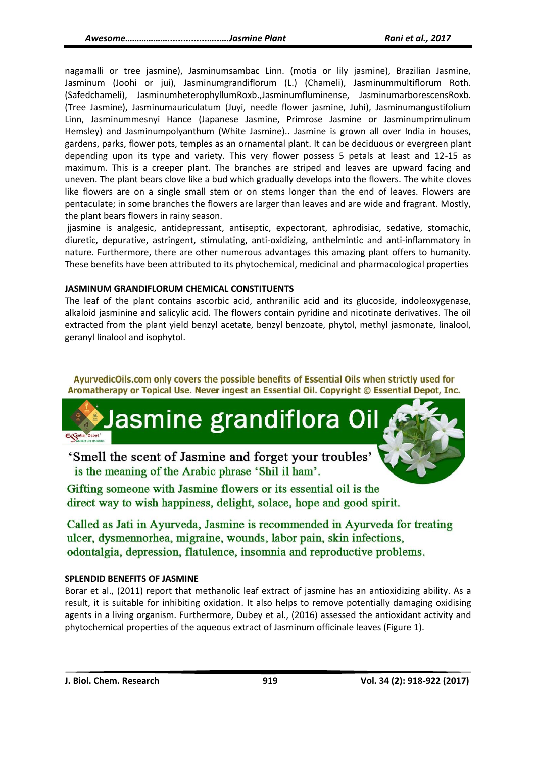nagamalli or tree jasmine), Jasminumsambac Linn. (motia or lily jasmine), Brazilian Jasmine, Jasminum (Joohi or jui), Jasminumgrandiflorum (L.) (Chameli), Jasminummultiflorum Roth. (Safedchameli), JasminumheterophyllumRoxb.,Jasminumfluminense, JasminumarborescensRoxb. (Tree Jasmine), Jasminumauriculatum (Juyi, needle flower jasmine, Juhi), Jasminumangustifolium Linn, Jasminummesnyi Hance (Japanese Jasmine, Primrose Jasmine or Jasminumprimulinum Hemsley) and Jasminumpolyanthum (White Jasmine).. Jasmine is grown all over India in houses, gardens, parks, flower pots, temples as an ornamental plant. It can be deciduous or evergreen plant depending upon its type and variety. This very flower possess 5 petals at least and 12-15 as maximum. This is a creeper plant. The branches are striped and leaves are upward facing and uneven. The plant bears clove like a bud which gradually develops into the flowers. The white cloves like flowers are on a single small stem or on stems longer than the end of leaves. Flowers are pentaculate; in some branches the flowers are larger than leaves and are wide and fragrant. Mostly, the plant bears flowers in rainy season.

jjasmine is analgesic, antidepressant, antiseptic, expectorant, aphrodisiac, sedative, stomachic, diuretic, depurative, astringent, stimulating, anti-oxidizing, anthelmintic and anti-inflammatory in nature. Furthermore, there are other numerous advantages this amazing plant offers to humanity. These benefits have been attributed to its phytochemical, medicinal and pharmacological properties

**JASMINUM GRANDIFLORUM CHEMICAL CONSTITUENTS**

The leaf of the plant contains ascorbic acid, anthranilic acid and its glucoside, indoleoxygenase, alkaloid jasminine and salicylic acid. The flowers contain pyridine and nicotinate derivatives. The oil extracted from the plant yield benzyl acetate, benzyl benzoate, phytol, methyl jasmonate, linalool, geranyl linalool and isophytol.

AyurvedicOils.com only covers the possible benefits of Essential Oils when strictly used for Aromatherapy or Topical Use. Never ingest an Essential Oil. Copyright © Essential Depot, Inc.

Jasmine grandiflora Oil

'Smell the scent of Jasmine and forget your troubles' is the meaning of the Arabic phrase 'Shil il ham'.

Gifting someone with Jasmine flowers or its essential oil is the direct way to wish happiness, delight, solace, hope and good spirit.

Called as Jati in Ayurveda, Jasmine is recommended in Ayurveda for treating ulcer, dysmennorhea, migraine, wounds, labor pain, skin infections, odontalgia, depression, flatulence, insomnia and reproductive problems.

**SPLENDID BENEFITS OF JASMINE**

Borar et al., (2011) report that methanolic leaf extract of jasmine has an antioxidizing ability. As a result, it is suitable for inhibiting oxidation. It also helps to remove potentially damaging oxidising agents in a living organism. Furthermore, Dubey et al., (2016) assessed the antioxidant activity and phytochemical properties of the aqueous extract of Jasminum officinale leaves (Figure 1).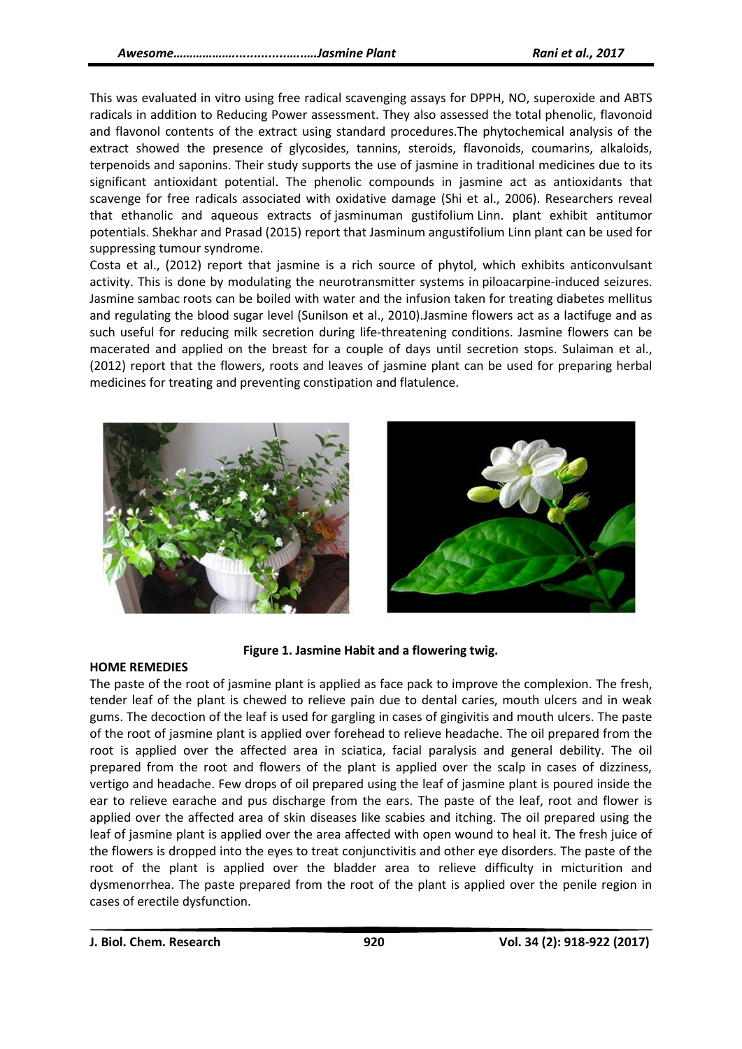This was evaluated in vitro using free radical scavenging assays for DPPH, NO, superoxide and ABTS radicals in addition to Reducing Power assessment. They also assessed the total phenolic, flavonoid and flavonol contents of the extract using standard procedures.The phytochemical analysis of the extract showed the presence of glycosides, tannins, steroids, flavonoids, coumarins, alkaloids, terpenoids and saponins. Their study supports the use of jasmine in traditional medicines due to its significant antioxidant potential. The phenolic compounds in jasmine act as antioxidants that scavenge for free radicals associated with oxidative damage (Shi et al., 2006). Researchers reveal that ethanolic and aqueous extracts of jasminuman gustifolium Linn. plant exhibit antitumor potentials. Shekhar and Prasad (2015) report that Jasminum angustifolium Linn plant can be used for suppressing tumour syndrome.

Costa et al., (2012) report that jasmine is a rich source of phytol, which exhibits anticonvulsant activity. This is done by modulating the neurotransmitter systems in piloacarpine-induced seizures. Jasmine sambac roots can be boiled with water and the infusion taken for treating diabetes mellitus and regulating the blood sugar level (Sunilson et al., 2010).Jasmine flowers act as a lactifuge and as such useful for reducing milk secretion during life-threatening conditions. Jasmine flowers can be macerated and applied on the breast for a couple of days until secretion stops. Sulaiman et al., (2012) report that the flowers, roots and leaves of jasmine plant can be used for preparing herbal medicines for treating and preventing constipation and flatulence.

**Figure 1. Jasmine Habit and a flowering twig.**

**HOME REMEDIES**

The paste of the root of jasmine plant is applied as face pack to improve the complexion. The fresh, tender leaf of the plant is chewed to relieve pain due to dental caries, mouth ulcers and in weak gums. The decoction of the leaf is used for gargling in cases of gingivitis and mouth ulcers. The paste of the root of jasmine plant is applied over forehead to relieve headache. The oil prepared from the root is applied over the affected area in sciatica, facial paralysis and general debility. The oil prepared from the root and flowers of the plant is applied over the scalp in cases of dizziness, vertigo and headache. Few drops of oil prepared using the leaf of jasmine plant is poured inside the ear to relieve earache and pus discharge from the ears. The paste of the leaf, root and flower is applied over the affected area of skin diseases like scabies and itching. The oil prepared using the leaf of jasmine plant is applied over the area affected with open wound to heal it. The fresh juice of the flowers is dropped into the eyes to treat conjunctivitis and other eye disorders. The paste of the root of the plant is applied over the bladder area to relieve difficulty in micturition and dysmenorrhea. The paste prepared from the root of the plant is applied over the penile region in cases of erectile dysfunction.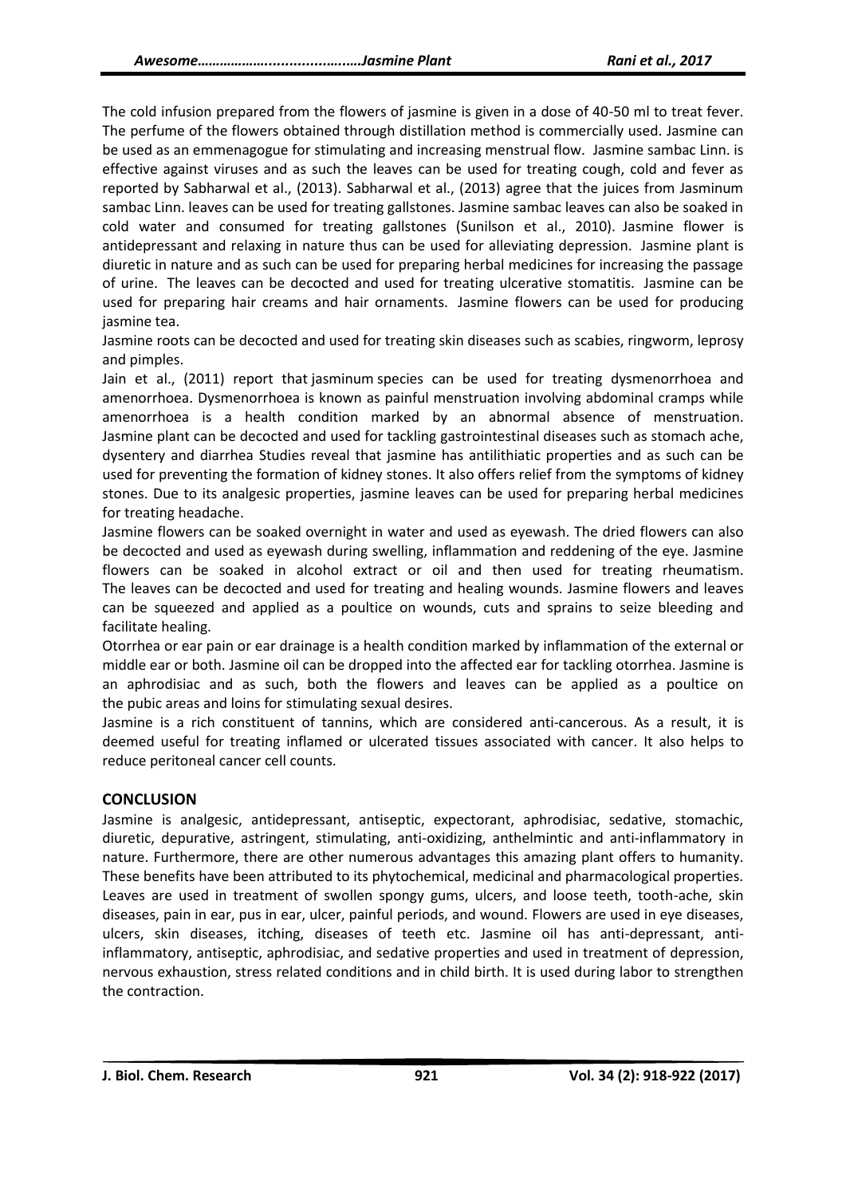The cold infusion prepared from the flowers of jasmine is given in a dose of 40-50 ml to treat fever. The perfume of the flowers obtained through distillation method is commercially used. Jasmine can be used as an emmenagogue for stimulating and increasing menstrual flow. Jasmine sambac Linn. is effective against viruses and as such the leaves can be used for treating cough, cold and fever as reported by Sabharwal et al., (2013). Sabharwal et al., (2013) agree that the juices from Jasminum sambac Linn. leaves can be used for treating gallstones. Jasmine sambac leaves can also be soaked in cold water and consumed for treating gallstones (Sunilson et al., 2010). Jasmine flower is antidepressant and relaxing in nature thus can be used for alleviating depression. Jasmine plant is diuretic in nature and as such can be used for preparing herbal medicines for increasing the passage of urine. The leaves can be decocted and used for treating ulcerative stomatitis. Jasmine can be used for preparing hair creams and hair ornaments. Jasmine flowers can be used for producing jasmine tea.

Jasmine roots can be decocted and used for treating skin diseases such as scabies, ringworm, leprosy and pimples.

Jain et al., (2011) report that jasminum species can be used for treating dysmenorrhoea and amenorrhoea. Dysmenorrhoea is known as painful menstruation involving abdominal cramps while amenorrhoea is a health condition marked by an abnormal absence of menstruation. Jasmine plant can be decocted and used for tackling gastrointestinal diseases such as stomach ache, dysentery and diarrhea Studies reveal that jasmine has antilithiatic properties and as such can be used for preventing the formation of kidney stones. It also offers relief from the symptoms of kidney stones. Due to its analgesic properties, jasmine leaves can be used for preparing herbal medicines for treating headache.

Jasmine flowers can be soaked overnight in water and used as eyewash. The dried flowers can also be decocted and used as eyewash during swelling, inflammation and reddening of the eye. Jasmine flowers can be soaked in alcohol extract or oil and then used for treating rheumatism. The leaves can be decocted and used for treating and healing wounds. Jasmine flowers and leaves can be squeezed and applied as a poultice on wounds, cuts and sprains to seize bleeding and facilitate healing.

Otorrhea or ear pain or ear drainage is a health condition marked by inflammation of the external or middle ear or both. Jasmine oil can be dropped into the affected ear for tackling otorrhea. Jasmine is an aphrodisiac and as such, both the flowers and leaves can be applied as a poultice on the pubic areas and loins for stimulating sexual desires.

Jasmine is a rich constituent of tannins, which are considered anti-cancerous. As a result, it is deemed useful for treating inflamed or ulcerated tissues associated with cancer. It also helps to reduce peritoneal cancer cell counts.

## CONCLUSION

Jasmine is analgesic, antidepressant, antiseptic, expectorant, aphrodisiac, sedative, stomachic, diuretic, depurative, astringent, stimulating, anti-oxidizing, anthelmintic and anti-inflammatory in nature. Furthermore, there are other numerous advantages this amazing plant offers to humanity. These benefits have been attributed to its phytochemical, medicinal and pharmacological properties. Leaves are used in treatment of swollen spongy gums, ulcers, and loose teeth, tooth-ache, skin diseases, pain in ear, pus in ear, ulcer, painful periods, and wound. Flowers are used in eye diseases, ulcers, skin diseases, itching, diseases of teeth etc. Jasmine oil has anti-depressant, anti-inflammatory, antiseptic, aphrodisiac, and sedative properties and used in treatment of depression, nervous exhaustion, stress related conditions and in child birth. It is used during labor to strengthen the contraction.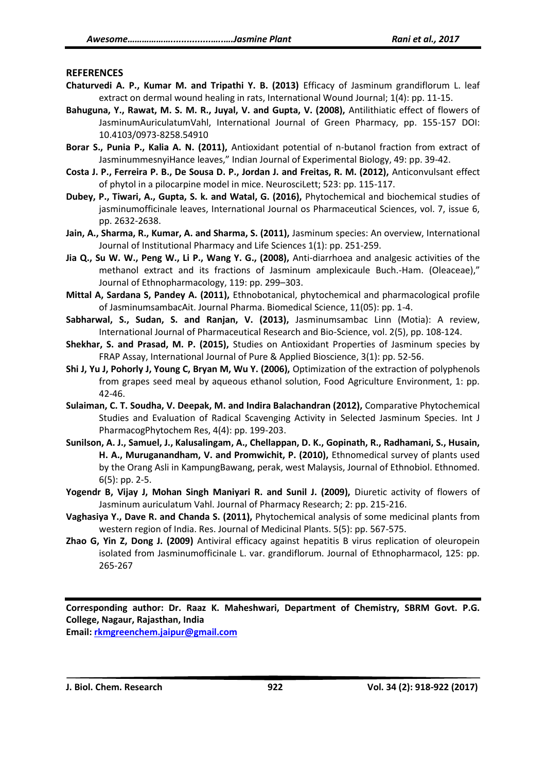## REFERENCES

**Chaturvedi A. P., Kumar M. and Tripathi Y. B. (2013)** Efficacy of Jasminum grandiflorum L. leaf extract on dermal wound healing in rats, International Wound Journal; 1(4): pp. 11-15.

**Bahuguna, Y., Rawat, M. S. M. R., Juyal, V. and Gupta, V. (2008),** Antilithiatic effect of flowers of JasminumAuriculatumVahl, International Journal of Green Pharmacy, pp. 155-157 DOI: 10.4103/0973-8258.54910

**Borar S., Punia P., Kalia A. N. (2011),** Antioxidant potential of n-butanol fraction from extract of JasminummesnyiHance leaves," Indian Journal of Experimental Biology, 49: pp. 39-42.

**Costa J. P., Ferreira P. B., De Sousa D. P., Jordan J. and Freitas, R. M. (2012),** Anticonvulsant effect of phytol in a pilocarpine model in mice. NeurosciLett; 523: pp. 115-117.

**Dubey, P., Tiwari, A., Gupta, S. k. and Watal, G. (2016),** Phytochemical and biochemical studies of jasminumofficinale leaves, International Journal os Pharmaceutical Sciences, vol. 7, issue 6, pp. 2632-2638.

**Jain, A., Sharma, R., Kumar, A. and Sharma, S. (2011),** Jasminum species: An overview, International Journal of Institutional Pharmacy and Life Sciences 1(1): pp. 251-259.

**Jia Q., Su W. W., Peng W., Li P., Wang Y. G., (2008),** Anti-diarrhoea and analgesic activities of the methanol extract and its fractions of Jasminum amplexicaule Buch.-Ham. (Oleaceae)," Journal of Ethnopharmacology, 119: pp. 299–303.

**Mittal A, Sardana S, Pandey A. (2011),** Ethnobotanical, phytochemical and pharmacological profile of JasminumsambacAit. Journal Pharma. Biomedical Science, 11(05): pp. 1-4.

**Sabharwal, S., Sudan, S. and Ranjan, V. (2013),** Jasminumsambac Linn (Motia): A review, International Journal of Pharmaceutical Research and Bio-Science, vol. 2(5), pp. 108-124.

**Shekhar, S. and Prasad, M. P. (2015),** Studies on Antioxidant Properties of Jasminum species by FRAP Assay, International Journal of Pure & Applied Bioscience, 3(1): pp. 52-56.

**Shi J, Yu J, Pohorly J, Young C, Bryan M, Wu Y. (2006),** Optimization of the extraction of polyphenols from grapes seed meal by aqueous ethanol solution, Food Agriculture Environment, 1: pp. 42-46.

**Sulaiman, C. T. Soudha, V. Deepak, M. and Indira Balachandran (2012),** Comparative Phytochemical Studies and Evaluation of Radical Scavenging Activity in Selected Jasminum Species. Int J PharmacogPhytochem Res, 4(4): pp. 199-203.

**Sunilson, A. J., Samuel, J., Kalusalingam, A., Chellappan, D. K., Gopinath, R., Radhamani, S., Husain, H. A., Muruganandham, V. and Promwichit, P. (2010),** Ethnomedical survey of plants used by the Orang Asli in KampungBawang, perak, west Malaysia, Journal of Ethnobiol. Ethnomed. 6(5): pp. 2-5.

**Yogendr B, Vijay J, Mohan Singh Maniyari R. and Sunil J. (2009),** Diuretic activity of flowers of Jasminum auriculatum Vahl. Journal of Pharmacy Research; 2: pp. 215-216.

**Vaghasiya Y., Dave R. and Chanda S. (2011),** Phytochemical analysis of some medicinal plants from western region of India. Res. Journal of Medicinal Plants. 5(5): pp. 567-575.

**Zhao G, Yin Z, Dong J. (2009)** Antiviral efficacy against hepatitis B virus replication of oleuropein isolated from Jasminumofficinale L. var. grandiflorum. Journal of Ethnopharmacol, 125: pp. 265-267

**Corresponding author: Dr. Raaz K. Maheshwari, Department of Chemistry, SBRM Govt. P.G. College, Nagaur, Rajasthan, India**
**Email: rkmgreenchem.jaipur@gmail.com**